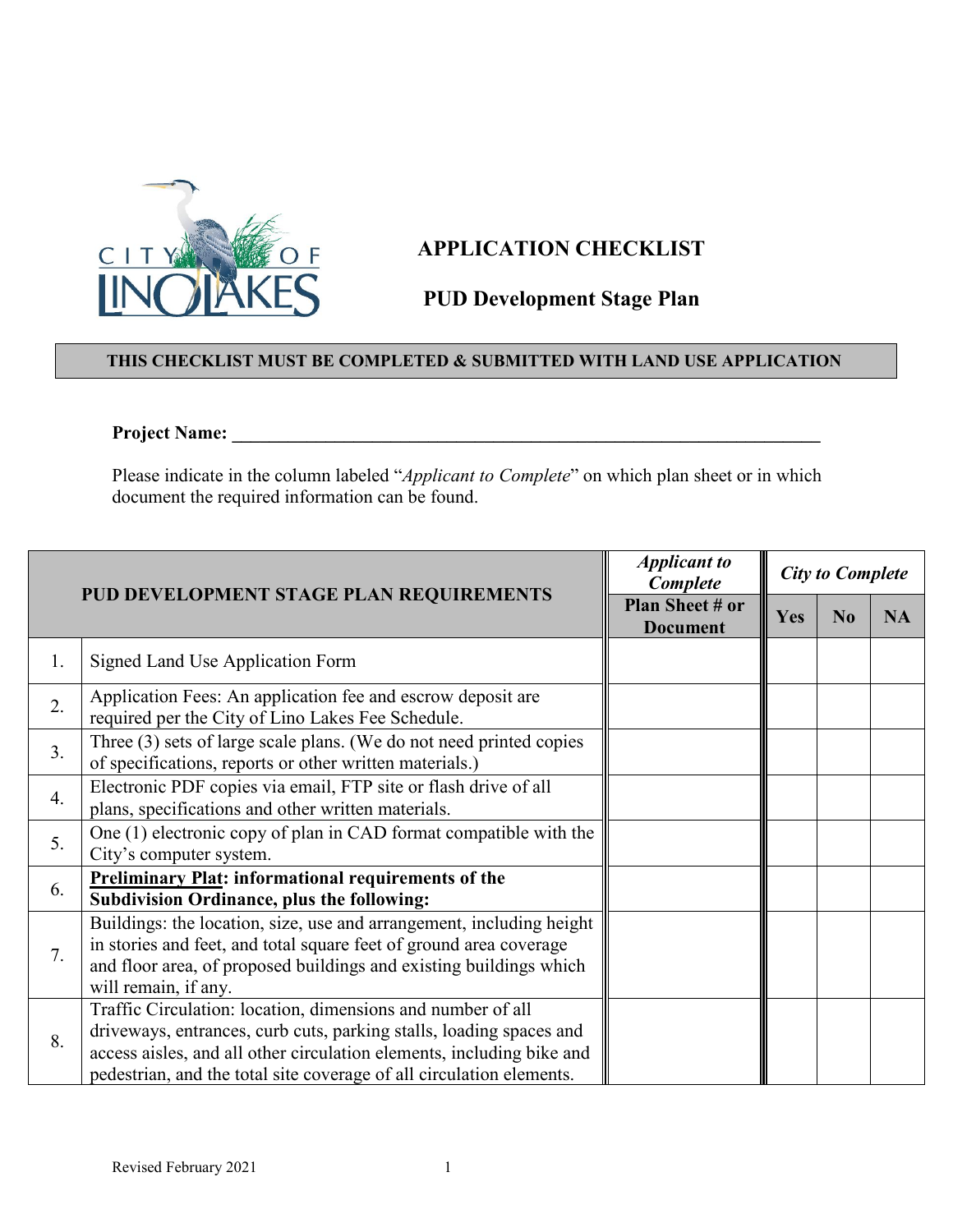# APPLICATION CHECKLIST

## PUD Development Stage Plan

**THIS CHECKLIST MUST BE COMPLETED & SUBMITTED WITH LAND USE APPLICATION**

**Project Name:** ___________________________________________________________________

Please indicate in the column labeled "*Applicant to Complete*" on which plan sheet or in which document the required information can be found.

| PUD DEVELOPMENT STAGE PLAN REQUIREMENTS | | *Applicant to Complete* | *City to Complete* | | |
|---|---|---|---|---|---|
| | | **Plan Sheet # or Document** | **Yes** | **No** | **NA** |
| 1. | Signed Land Use Application Form | | | | |
| 2. | Application Fees: An application fee and escrow deposit are required per the City of Lino Lakes Fee Schedule. | | | | |
| 3. | Three (3) sets of large scale plans. (We do not need printed copies of specifications, reports or other written materials.) | | | | |
| 4. | Electronic PDF copies via email, FTP site or flash drive of all plans, specifications and other written materials. | | | | |
| 5. | One (1) electronic copy of plan in CAD format compatible with the City's computer system. | | | | |
| 6. | **Preliminary Plat: informational requirements of the Subdivision Ordinance, plus the following:** | | | | |
| 7. | Buildings: the location, size, use and arrangement, including height in stories and feet, and total square feet of ground area coverage and floor area, of proposed buildings and existing buildings which will remain, if any. | | | | |
| 8. | Traffic Circulation: location, dimensions and number of all driveways, entrances, curb cuts, parking stalls, loading spaces and access aisles, and all other circulation elements, including bike and pedestrian, and the total site coverage of all circulation elements. | | | | |

Revised February 2021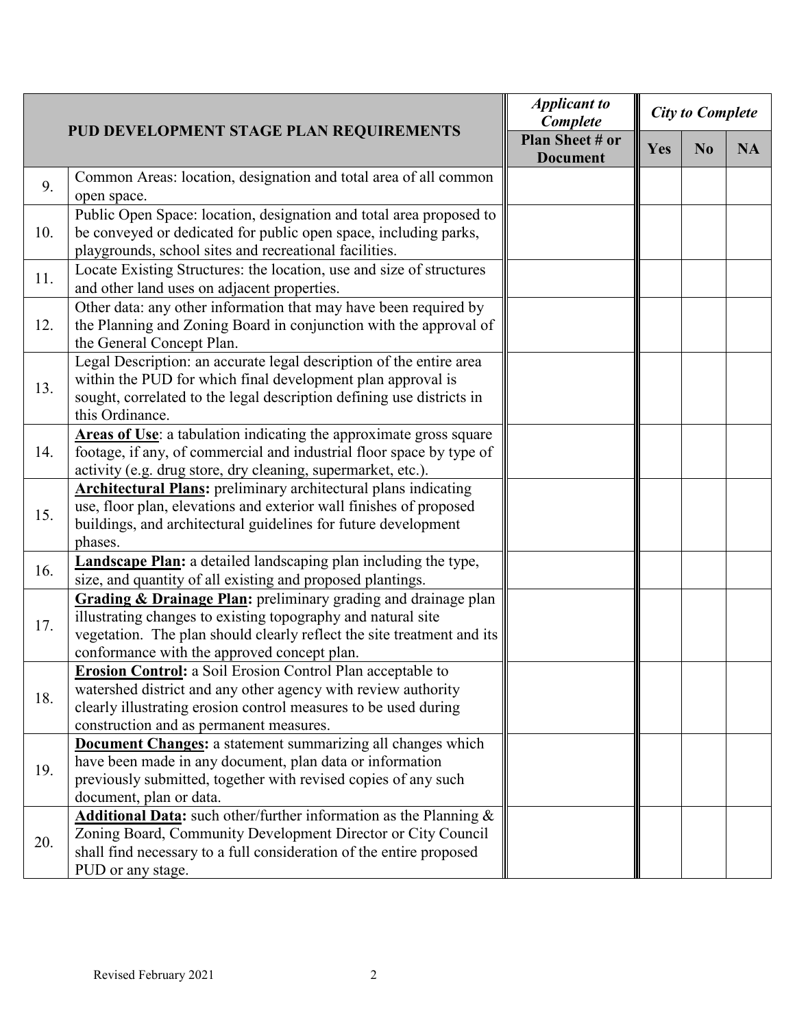| PUD DEVELOPMENT STAGE PLAN REQUIREMENTS | | *Applicant to Complete* | *City to Complete* | | |
|---|---|---|---|---|---|
| | | **Plan Sheet # or Document** | **Yes** | **No** | **NA** |
| 9. | Common Areas: location, designation and total area of all common open space. | | | | |
| 10. | Public Open Space: location, designation and total area proposed to be conveyed or dedicated for public open space, including parks, playgrounds, school sites and recreational facilities. | | | | |
| 11. | Locate Existing Structures: the location, use and size of structures and other land uses on adjacent properties. | | | | |
| 12. | Other data: any other information that may have been required by the Planning and Zoning Board in conjunction with the approval of the General Concept Plan. | | | | |
| 13. | Legal Description: an accurate legal description of the entire area within the PUD for which final development plan approval is sought, correlated to the legal description defining use districts in this Ordinance. | | | | |
| 14. | **Areas of Use**: a tabulation indicating the approximate gross square footage, if any, of commercial and industrial floor space by type of activity (e.g. drug store, dry cleaning, supermarket, etc.). | | | | |
| 15. | **Architectural Plans:** preliminary architectural plans indicating use, floor plan, elevations and exterior wall finishes of proposed buildings, and architectural guidelines for future development phases. | | | | |
| 16. | **Landscape Plan:** a detailed landscaping plan including the type, size, and quantity of all existing and proposed plantings. | | | | |
| 17. | **Grading & Drainage Plan:** preliminary grading and drainage plan illustrating changes to existing topography and natural site vegetation. The plan should clearly reflect the site treatment and its conformance with the approved concept plan. | | | | |
| 18. | **Erosion Control:** a Soil Erosion Control Plan acceptable to watershed district and any other agency with review authority clearly illustrating erosion control measures to be used during construction and as permanent measures. | | | | |
| 19. | **Document Changes:** a statement summarizing all changes which have been made in any document, plan data or information previously submitted, together with revised copies of any such document, plan or data. | | | | |
| 20. | **Additional Data:** such other/further information as the Planning & Zoning Board, Community Development Director or City Council shall find necessary to a full consideration of the entire proposed PUD or any stage. | | | | |

Revised February 2021